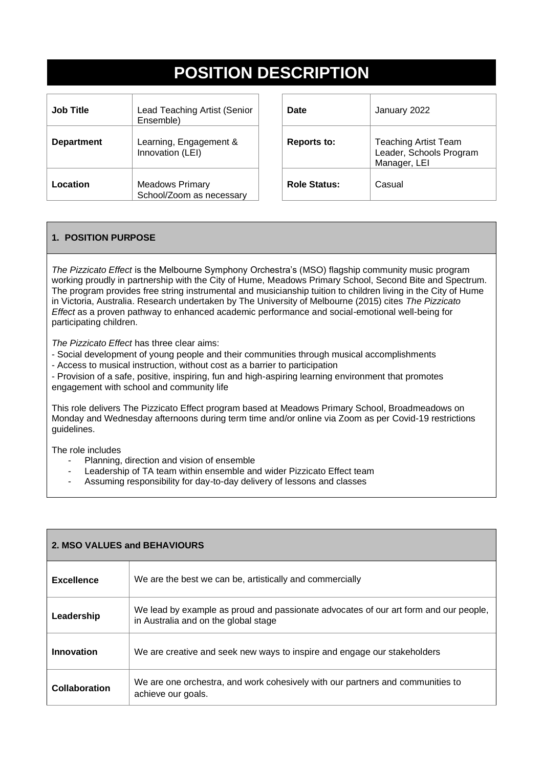# POSITION DESCRIPTION

| **Job Title** | Lead Teaching Artist (Senior Ensemble) |
|---|---|
| **Department** | Learning, Engagement & Innovation (LEI) |
| **Location** | Meadows Primary School/Zoom as necessary |

| **Date** | January 2022 |
|---|---|
| **Reports to:** | Teaching Artist Team Leader, Schools Program Manager, LEI |
| **Role Status:** | Casual |

## 1. POSITION PURPOSE

*The Pizzicato Effect* is the Melbourne Symphony Orchestra's (MSO) flagship community music program working proudly in partnership with the City of Hume, Meadows Primary School, Second Bite and Spectrum. The program provides free string instrumental and musicianship tuition to children living in the City of Hume in Victoria, Australia. Research undertaken by The University of Melbourne (2015) cites *The Pizzicato Effect* as a proven pathway to enhanced academic performance and social-emotional well-being for participating children.

*The Pizzicato Effect* has three clear aims:
- Social development of young people and their communities through musical accomplishments
- Access to musical instruction, without cost as a barrier to participation
- Provision of a safe, positive, inspiring, fun and high-aspiring learning environment that promotes engagement with school and community life

This role delivers The Pizzicato Effect program based at Meadows Primary School, Broadmeadows on Monday and Wednesday afternoons during term time and/or online via Zoom as per Covid-19 restrictions guidelines.

The role includes
- Planning, direction and vision of ensemble
- Leadership of TA team within ensemble and wider Pizzicato Effect team
- Assuming responsibility for day-to-day delivery of lessons and classes

## 2. MSO VALUES and BEHAVIOURS

| | |
|---|---|
| **Excellence** | We are the best we can be, artistically and commercially |
| **Leadership** | We lead by example as proud and passionate advocates of our art form and our people, in Australia and on the global stage |
| **Innovation** | We are creative and seek new ways to inspire and engage our stakeholders |
| **Collaboration** | We are one orchestra, and work cohesively with our partners and communities to achieve our goals. |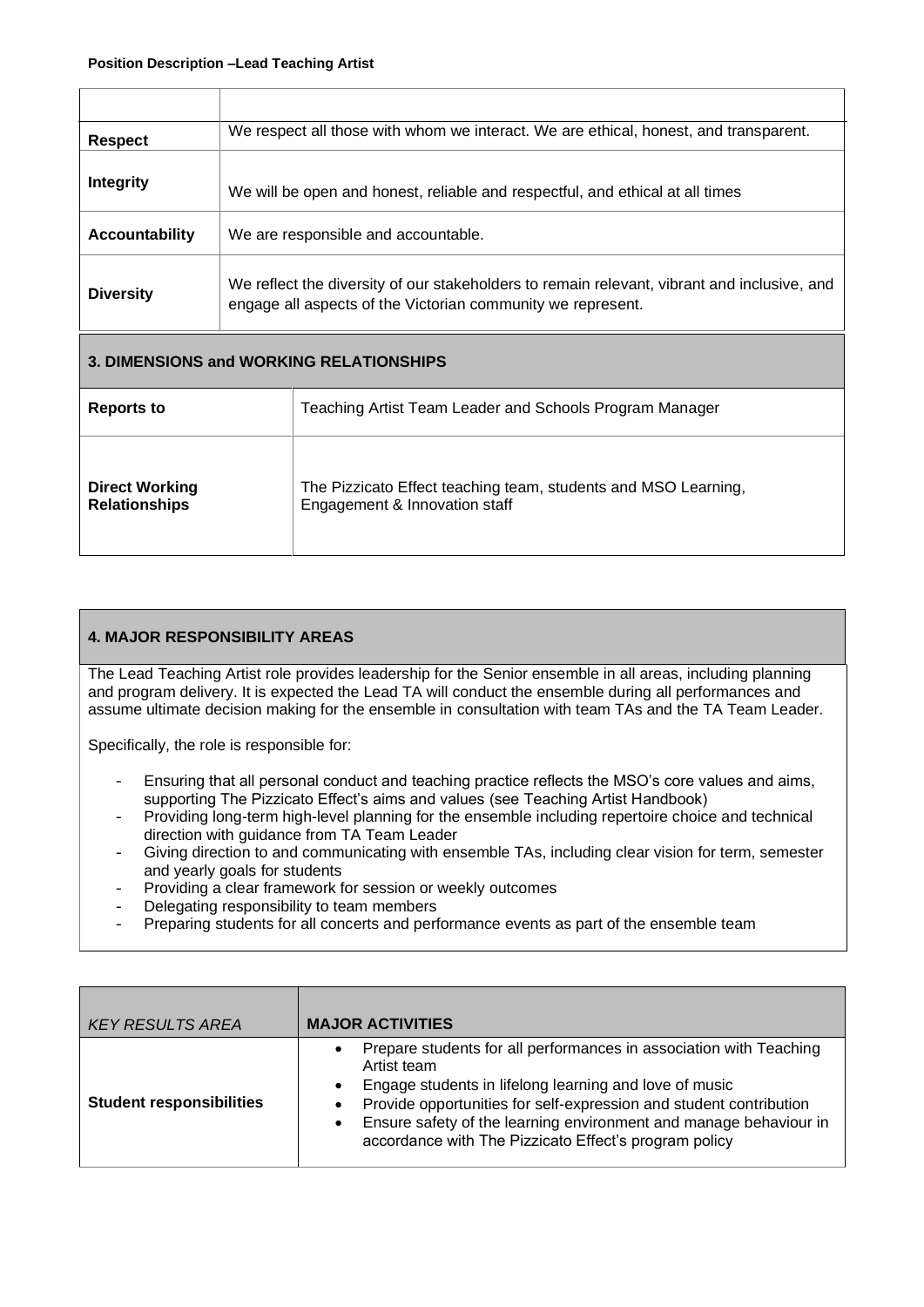| | |
|---|---|
| **Respect** | We respect all those with whom we interact. We are ethical, honest, and transparent. |
| **Integrity** | We will be open and honest, reliable and respectful, and ethical at all times |
| **Accountability** | We are responsible and accountable. |
| **Diversity** | We reflect the diversity of our stakeholders to remain relevant, vibrant and inclusive, and engage all aspects of the Victorian community we represent. |

## 3. DIMENSIONS and WORKING RELATIONSHIPS

| | |
|---|---|
| **Reports to** | Teaching Artist Team Leader and Schools Program Manager |
| **Direct Working Relationships** | The Pizzicato Effect teaching team, students and MSO Learning, Engagement & Innovation staff |

## 4. MAJOR RESPONSIBILITY AREAS

The Lead Teaching Artist role provides leadership for the Senior ensemble in all areas, including planning and program delivery. It is expected the Lead TA will conduct the ensemble during all performances and assume ultimate decision making for the ensemble in consultation with team TAs and the TA Team Leader.

Specifically, the role is responsible for:

- Ensuring that all personal conduct and teaching practice reflects the MSO's core values and aims, supporting The Pizzicato Effect's aims and values (see Teaching Artist Handbook)
- Providing long-term high-level planning for the ensemble including repertoire choice and technical direction with guidance from TA Team Leader
- Giving direction to and communicating with ensemble TAs, including clear vision for term, semester and yearly goals for students
- Providing a clear framework for session or weekly outcomes
- Delegating responsibility to team members
- Preparing students for all concerts and performance events as part of the ensemble team

| *KEY RESULTS AREA* | **MAJOR ACTIVITIES** |
|---|---|
| **Student responsibilities** | • Prepare students for all performances in association with Teaching Artist team<br>• Engage students in lifelong learning and love of music<br>• Provide opportunities for self-expression and student contribution<br>• Ensure safety of the learning environment and manage behaviour in accordance with The Pizzicato Effect's program policy |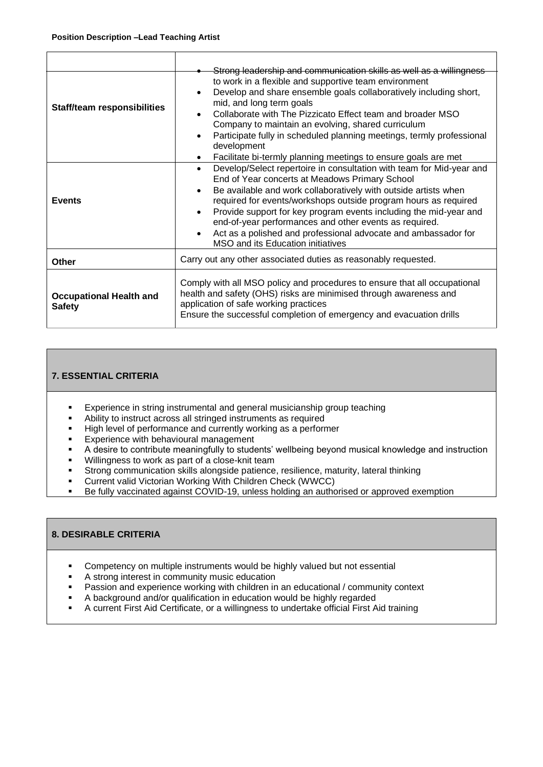**Position Description –Lead Teaching Artist**

| | |
|---|---|
| **Staff/team responsibilities** | • Strong leadership and communication skills as well as a willingness to work in a flexible and supportive team environment<br>• Develop and share ensemble goals collaboratively including short, mid, and long term goals<br>• Collaborate with The Pizzicato Effect team and broader MSO Company to maintain an evolving, shared curriculum<br>• Participate fully in scheduled planning meetings, termly professional development<br>• Facilitate bi-termly planning meetings to ensure goals are met |
| **Events** | • Develop/Select repertoire in consultation with team for Mid-year and End of Year concerts at Meadows Primary School<br>• Be available and work collaboratively with outside artists when required for events/workshops outside program hours as required<br>• Provide support for key program events including the mid-year and end-of-year performances and other events as required.<br>• Act as a polished and professional advocate and ambassador for MSO and its Education initiatives |
| **Other** | Carry out any other associated duties as reasonably requested. |
| **Occupational Health and Safety** | Comply with all MSO policy and procedures to ensure that all occupational health and safety (OHS) risks are minimised through awareness and application of safe working practices<br>Ensure the successful completion of emergency and evacuation drills |

## 7. ESSENTIAL CRITERIA

- Experience in string instrumental and general musicianship group teaching
- Ability to instruct across all stringed instruments as required
- High level of performance and currently working as a performer
- Experience with behavioural management
- A desire to contribute meaningfully to students' wellbeing beyond musical knowledge and instruction
- Willingness to work as part of a close-knit team
- Strong communication skills alongside patience, resilience, maturity, lateral thinking
- Current valid Victorian Working With Children Check (WWCC)
- Be fully vaccinated against COVID-19, unless holding an authorised or approved exemption

## 8. DESIRABLE CRITERIA

- Competency on multiple instruments would be highly valued but not essential
- A strong interest in community music education
- Passion and experience working with children in an educational / community context
- A background and/or qualification in education would be highly regarded
- A current First Aid Certificate, or a willingness to undertake official First Aid training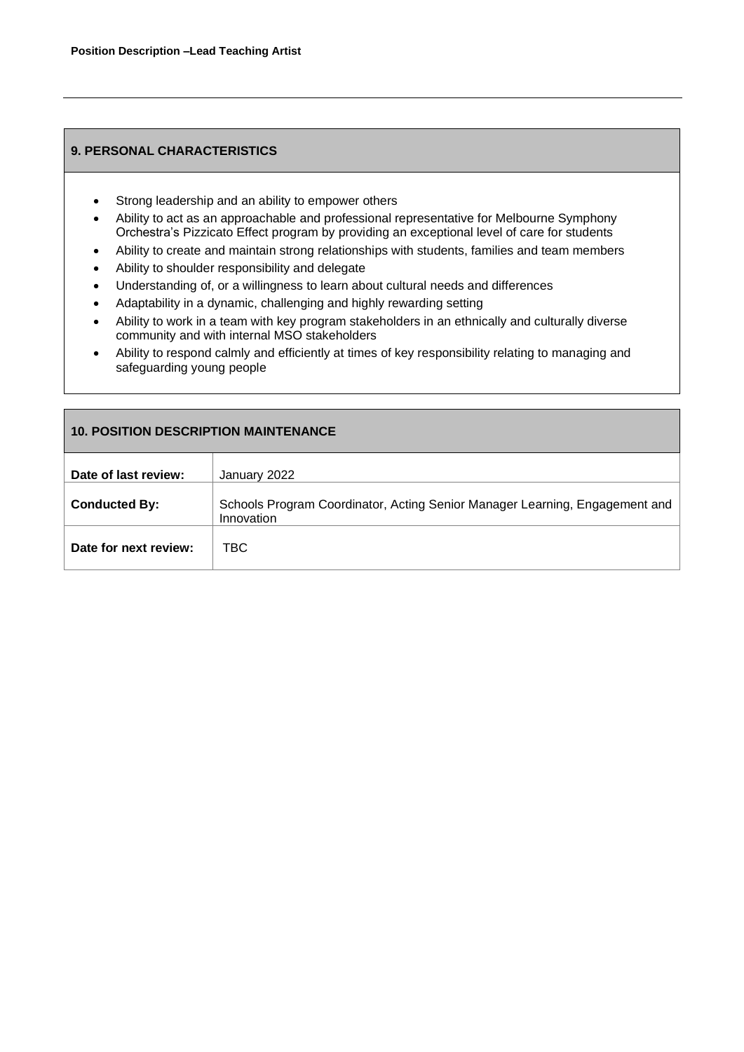## 9. PERSONAL CHARACTERISTICS

- Strong leadership and an ability to empower others
- Ability to act as an approachable and professional representative for Melbourne Symphony Orchestra's Pizzicato Effect program by providing an exceptional level of care for students
- Ability to create and maintain strong relationships with students, families and team members
- Ability to shoulder responsibility and delegate
- Understanding of, or a willingness to learn about cultural needs and differences
- Adaptability in a dynamic, challenging and highly rewarding setting
- Ability to work in a team with key program stakeholders in an ethnically and culturally diverse community and with internal MSO stakeholders
- Ability to respond calmly and efficiently at times of key responsibility relating to managing and safeguarding young people

## 10. POSITION DESCRIPTION MAINTENANCE

| | |
|---|---|
| **Date of last review:** | January 2022 |
| **Conducted By:** | Schools Program Coordinator, Acting Senior Manager Learning, Engagement and Innovation |
| **Date for next review:** | TBC |